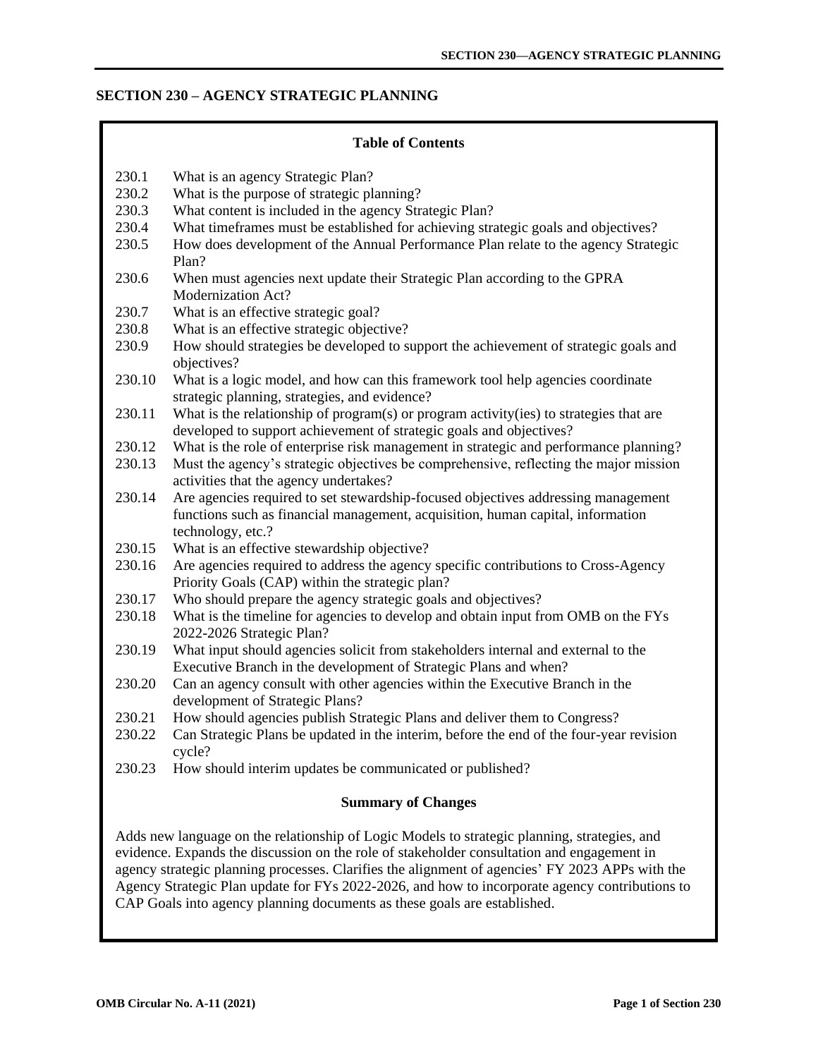# SECTION 230 – AGENCY STRATEGIC PLANNING

**Table of Contents**

| | |
|---|---|
| 230.1 | What is an agency Strategic Plan? |
| 230.2 | What is the purpose of strategic planning? |
| 230.3 | What content is included in the agency Strategic Plan? |
| 230.4 | What timeframes must be established for achieving strategic goals and objectives? |
| 230.5 | How does development of the Annual Performance Plan relate to the agency Strategic Plan? |
| 230.6 | When must agencies next update their Strategic Plan according to the GPRA Modernization Act? |
| 230.7 | What is an effective strategic goal? |
| 230.8 | What is an effective strategic objective? |
| 230.9 | How should strategies be developed to support the achievement of strategic goals and objectives? |
| 230.10 | What is a logic model, and how can this framework tool help agencies coordinate strategic planning, strategies, and evidence? |
| 230.11 | What is the relationship of program(s) or program activity(ies) to strategies that are developed to support achievement of strategic goals and objectives? |
| 230.12 | What is the role of enterprise risk management in strategic and performance planning? |
| 230.13 | Must the agency's strategic objectives be comprehensive, reflecting the major mission activities that the agency undertakes? |
| 230.14 | Are agencies required to set stewardship-focused objectives addressing management functions such as financial management, acquisition, human capital, information technology, etc.? |
| 230.15 | What is an effective stewardship objective? |
| 230.16 | Are agencies required to address the agency specific contributions to Cross-Agency Priority Goals (CAP) within the strategic plan? |
| 230.17 | Who should prepare the agency strategic goals and objectives? |
| 230.18 | What is the timeline for agencies to develop and obtain input from OMB on the FYs 2022-2026 Strategic Plan? |
| 230.19 | What input should agencies solicit from stakeholders internal and external to the Executive Branch in the development of Strategic Plans and when? |
| 230.20 | Can an agency consult with other agencies within the Executive Branch in the development of Strategic Plans? |
| 230.21 | How should agencies publish Strategic Plans and deliver them to Congress? |
| 230.22 | Can Strategic Plans be updated in the interim, before the end of the four-year revision cycle? |
| 230.23 | How should interim updates be communicated or published? |

**Summary of Changes**

Adds new language on the relationship of Logic Models to strategic planning, strategies, and evidence. Expands the discussion on the role of stakeholder consultation and engagement in agency strategic planning processes. Clarifies the alignment of agencies' FY 2023 APPs with the Agency Strategic Plan update for FYs 2022-2026, and how to incorporate agency contributions to CAP Goals into agency planning documents as these goals are established.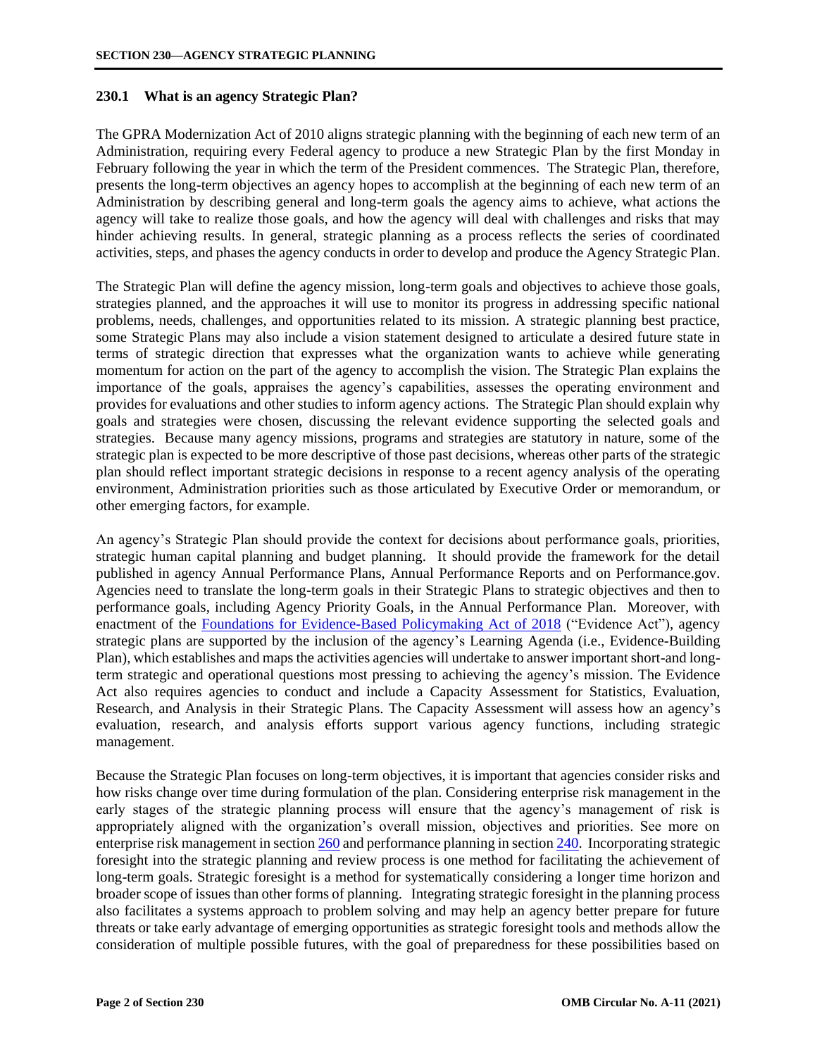### 230.1 What is an agency Strategic Plan?

The GPRA Modernization Act of 2010 aligns strategic planning with the beginning of each new term of an Administration, requiring every Federal agency to produce a new Strategic Plan by the first Monday in February following the year in which the term of the President commences. The Strategic Plan, therefore, presents the long-term objectives an agency hopes to accomplish at the beginning of each new term of an Administration by describing general and long-term goals the agency aims to achieve, what actions the agency will take to realize those goals, and how the agency will deal with challenges and risks that may hinder achieving results. In general, strategic planning as a process reflects the series of coordinated activities, steps, and phases the agency conducts in order to develop and produce the Agency Strategic Plan.

The Strategic Plan will define the agency mission, long-term goals and objectives to achieve those goals, strategies planned, and the approaches it will use to monitor its progress in addressing specific national problems, needs, challenges, and opportunities related to its mission. A strategic planning best practice, some Strategic Plans may also include a vision statement designed to articulate a desired future state in terms of strategic direction that expresses what the organization wants to achieve while generating momentum for action on the part of the agency to accomplish the vision. The Strategic Plan explains the importance of the goals, appraises the agency's capabilities, assesses the operating environment and provides for evaluations and other studies to inform agency actions. The Strategic Plan should explain why goals and strategies were chosen, discussing the relevant evidence supporting the selected goals and strategies. Because many agency missions, programs and strategies are statutory in nature, some of the strategic plan is expected to be more descriptive of those past decisions, whereas other parts of the strategic plan should reflect important strategic decisions in response to a recent agency analysis of the operating environment, Administration priorities such as those articulated by Executive Order or memorandum, or other emerging factors, for example.

An agency's Strategic Plan should provide the context for decisions about performance goals, priorities, strategic human capital planning and budget planning. It should provide the framework for the detail published in agency Annual Performance Plans, Annual Performance Reports and on Performance.gov. Agencies need to translate the long-term goals in their Strategic Plans to strategic objectives and then to performance goals, including Agency Priority Goals, in the Annual Performance Plan. Moreover, with enactment of the Foundations for Evidence-Based Policymaking Act of 2018 ("Evidence Act"), agency strategic plans are supported by the inclusion of the agency's Learning Agenda (i.e., Evidence-Building Plan), which establishes and maps the activities agencies will undertake to answer important short-and long-term strategic and operational questions most pressing to achieving the agency's mission. The Evidence Act also requires agencies to conduct and include a Capacity Assessment for Statistics, Evaluation, Research, and Analysis in their Strategic Plans. The Capacity Assessment will assess how an agency's evaluation, research, and analysis efforts support various agency functions, including strategic management.

Because the Strategic Plan focuses on long-term objectives, it is important that agencies consider risks and how risks change over time during formulation of the plan. Considering enterprise risk management in the early stages of the strategic planning process will ensure that the agency's management of risk is appropriately aligned with the organization's overall mission, objectives and priorities. See more on enterprise risk management in section 260 and performance planning in section 240. Incorporating strategic foresight into the strategic planning and review process is one method for facilitating the achievement of long-term goals. Strategic foresight is a method for systematically considering a longer time horizon and broader scope of issues than other forms of planning. Integrating strategic foresight in the planning process also facilitates a systems approach to problem solving and may help an agency better prepare for future threats or take early advantage of emerging opportunities as strategic foresight tools and methods allow the consideration of multiple possible futures, with the goal of preparedness for these possibilities based on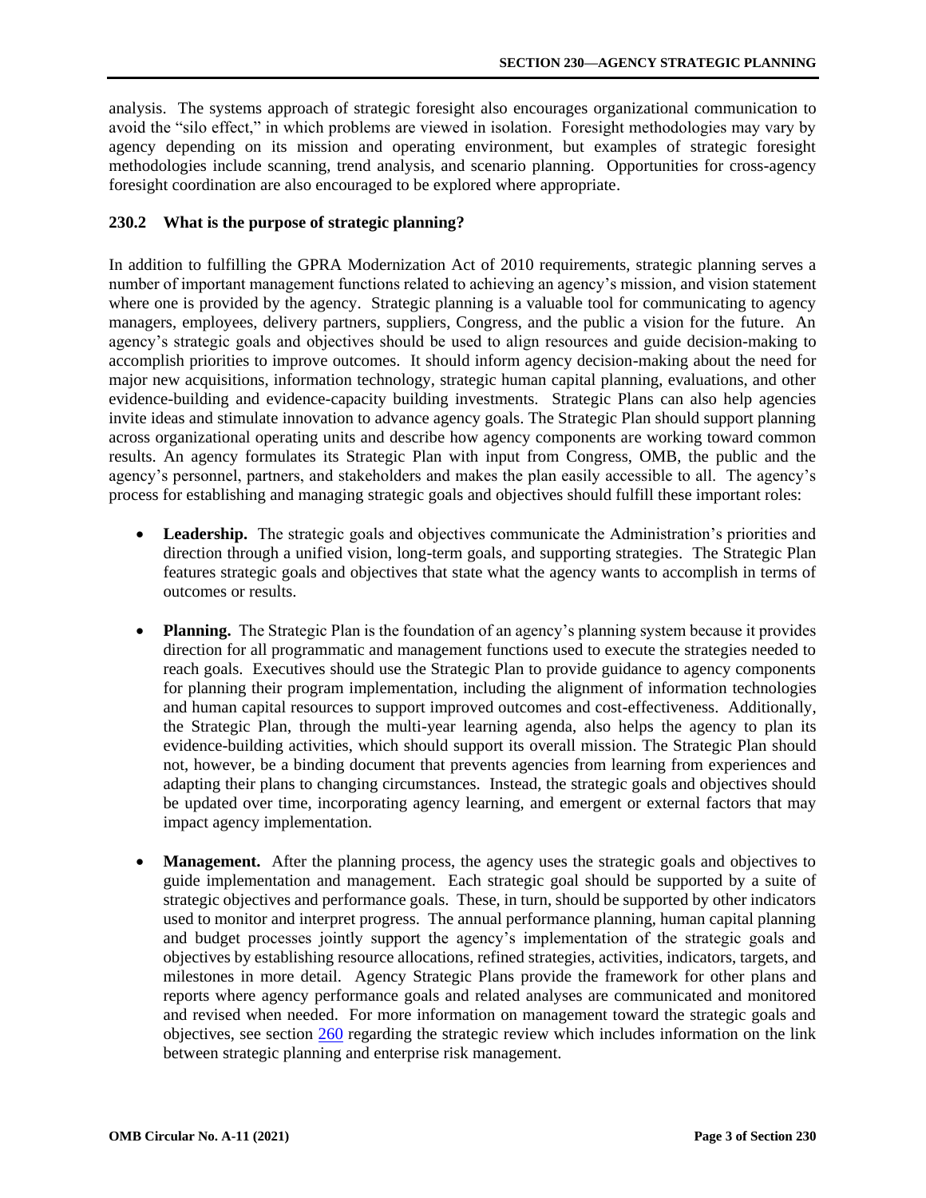analysis. The systems approach of strategic foresight also encourages organizational communication to avoid the "silo effect," in which problems are viewed in isolation. Foresight methodologies may vary by agency depending on its mission and operating environment, but examples of strategic foresight methodologies include scanning, trend analysis, and scenario planning. Opportunities for cross-agency foresight coordination are also encouraged to be explored where appropriate.

### 230.2 What is the purpose of strategic planning?

In addition to fulfilling the GPRA Modernization Act of 2010 requirements, strategic planning serves a number of important management functions related to achieving an agency's mission, and vision statement where one is provided by the agency. Strategic planning is a valuable tool for communicating to agency managers, employees, delivery partners, suppliers, Congress, and the public a vision for the future. An agency's strategic goals and objectives should be used to align resources and guide decision-making to accomplish priorities to improve outcomes. It should inform agency decision-making about the need for major new acquisitions, information technology, strategic human capital planning, evaluations, and other evidence-building and evidence-capacity building investments. Strategic Plans can also help agencies invite ideas and stimulate innovation to advance agency goals. The Strategic Plan should support planning across organizational operating units and describe how agency components are working toward common results. An agency formulates its Strategic Plan with input from Congress, OMB, the public and the agency's personnel, partners, and stakeholders and makes the plan easily accessible to all. The agency's process for establishing and managing strategic goals and objectives should fulfill these important roles:

- **Leadership.** The strategic goals and objectives communicate the Administration's priorities and direction through a unified vision, long-term goals, and supporting strategies. The Strategic Plan features strategic goals and objectives that state what the agency wants to accomplish in terms of outcomes or results.

- **Planning.** The Strategic Plan is the foundation of an agency's planning system because it provides direction for all programmatic and management functions used to execute the strategies needed to reach goals. Executives should use the Strategic Plan to provide guidance to agency components for planning their program implementation, including the alignment of information technologies and human capital resources to support improved outcomes and cost-effectiveness. Additionally, the Strategic Plan, through the multi-year learning agenda, also helps the agency to plan its evidence-building activities, which should support its overall mission. The Strategic Plan should not, however, be a binding document that prevents agencies from learning from experiences and adapting their plans to changing circumstances. Instead, the strategic goals and objectives should be updated over time, incorporating agency learning, and emergent or external factors that may impact agency implementation.

- **Management.** After the planning process, the agency uses the strategic goals and objectives to guide implementation and management. Each strategic goal should be supported by a suite of strategic objectives and performance goals. These, in turn, should be supported by other indicators used to monitor and interpret progress. The annual performance planning, human capital planning and budget processes jointly support the agency's implementation of the strategic goals and objectives by establishing resource allocations, refined strategies, activities, indicators, targets, and milestones in more detail. Agency Strategic Plans provide the framework for other plans and reports where agency performance goals and related analyses are communicated and monitored and revised when needed. For more information on management toward the strategic goals and objectives, see section 260 regarding the strategic review which includes information on the link between strategic planning and enterprise risk management.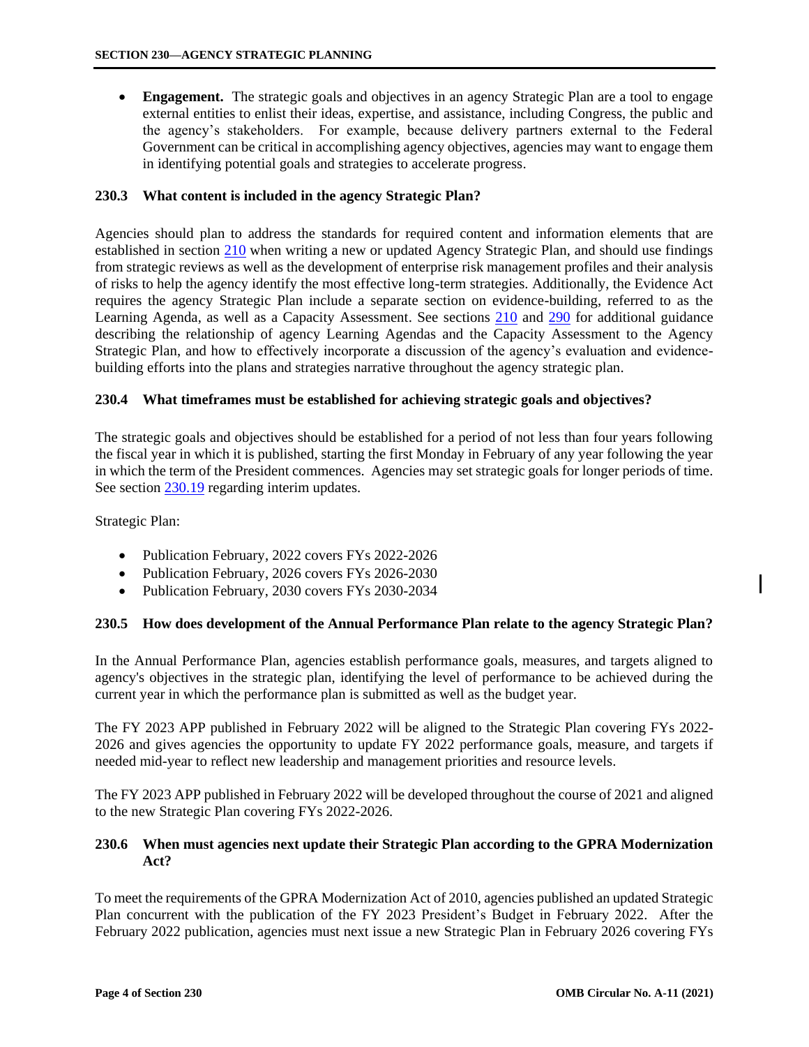- **Engagement.** The strategic goals and objectives in an agency Strategic Plan are a tool to engage external entities to enlist their ideas, expertise, and assistance, including Congress, the public and the agency's stakeholders. For example, because delivery partners external to the Federal Government can be critical in accomplishing agency objectives, agencies may want to engage them in identifying potential goals and strategies to accelerate progress.

### 230.3 What content is included in the agency Strategic Plan?

Agencies should plan to address the standards for required content and information elements that are established in section 210 when writing a new or updated Agency Strategic Plan, and should use findings from strategic reviews as well as the development of enterprise risk management profiles and their analysis of risks to help the agency identify the most effective long-term strategies. Additionally, the Evidence Act requires the agency Strategic Plan include a separate section on evidence-building, referred to as the Learning Agenda, as well as a Capacity Assessment. See sections 210 and 290 for additional guidance describing the relationship of agency Learning Agendas and the Capacity Assessment to the Agency Strategic Plan, and how to effectively incorporate a discussion of the agency's evaluation and evidence-building efforts into the plans and strategies narrative throughout the agency strategic plan.

### 230.4 What timeframes must be established for achieving strategic goals and objectives?

The strategic goals and objectives should be established for a period of not less than four years following the fiscal year in which it is published, starting the first Monday in February of any year following the year in which the term of the President commences. Agencies may set strategic goals for longer periods of time. See section 230.19 regarding interim updates.

Strategic Plan:

- Publication February, 2022 covers FYs 2022-2026
- Publication February, 2026 covers FYs 2026-2030
- Publication February, 2030 covers FYs 2030-2034

### 230.5 How does development of the Annual Performance Plan relate to the agency Strategic Plan?

In the Annual Performance Plan, agencies establish performance goals, measures, and targets aligned to agency's objectives in the strategic plan, identifying the level of performance to be achieved during the current year in which the performance plan is submitted as well as the budget year.

The FY 2023 APP published in February 2022 will be aligned to the Strategic Plan covering FYs 2022-2026 and gives agencies the opportunity to update FY 2022 performance goals, measure, and targets if needed mid-year to reflect new leadership and management priorities and resource levels.

The FY 2023 APP published in February 2022 will be developed throughout the course of 2021 and aligned to the new Strategic Plan covering FYs 2022-2026.

### 230.6 When must agencies next update their Strategic Plan according to the GPRA Modernization Act?

To meet the requirements of the GPRA Modernization Act of 2010, agencies published an updated Strategic Plan concurrent with the publication of the FY 2023 President's Budget in February 2022. After the February 2022 publication, agencies must next issue a new Strategic Plan in February 2026 covering FYs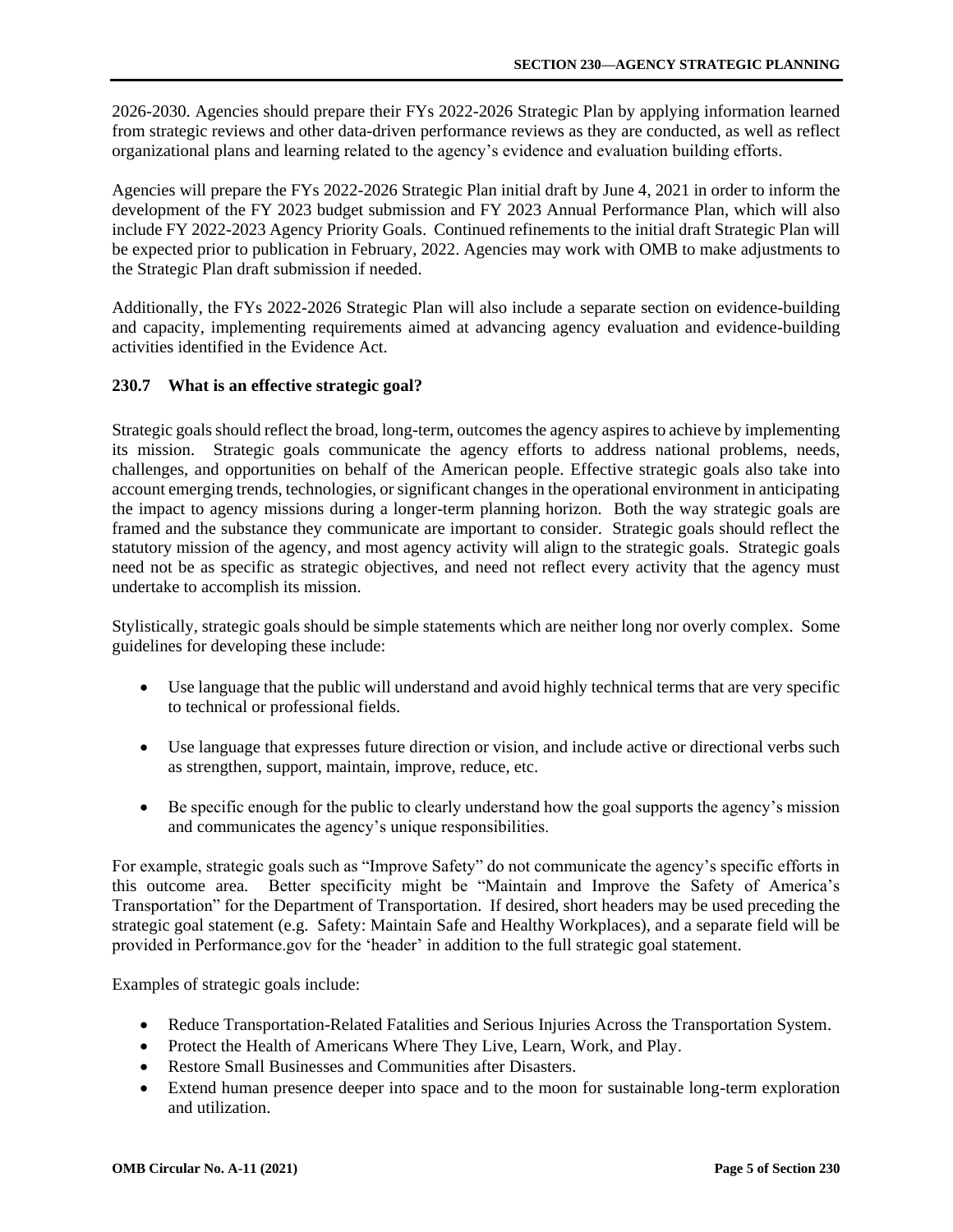2026-2030. Agencies should prepare their FYs 2022-2026 Strategic Plan by applying information learned from strategic reviews and other data-driven performance reviews as they are conducted, as well as reflect organizational plans and learning related to the agency's evidence and evaluation building efforts.

Agencies will prepare the FYs 2022-2026 Strategic Plan initial draft by June 4, 2021 in order to inform the development of the FY 2023 budget submission and FY 2023 Annual Performance Plan, which will also include FY 2022-2023 Agency Priority Goals. Continued refinements to the initial draft Strategic Plan will be expected prior to publication in February, 2022. Agencies may work with OMB to make adjustments to the Strategic Plan draft submission if needed.

Additionally, the FYs 2022-2026 Strategic Plan will also include a separate section on evidence-building and capacity, implementing requirements aimed at advancing agency evaluation and evidence-building activities identified in the Evidence Act.

### 230.7 What is an effective strategic goal?

Strategic goals should reflect the broad, long-term, outcomes the agency aspires to achieve by implementing its mission. Strategic goals communicate the agency efforts to address national problems, needs, challenges, and opportunities on behalf of the American people. Effective strategic goals also take into account emerging trends, technologies, or significant changes in the operational environment in anticipating the impact to agency missions during a longer-term planning horizon. Both the way strategic goals are framed and the substance they communicate are important to consider. Strategic goals should reflect the statutory mission of the agency, and most agency activity will align to the strategic goals. Strategic goals need not be as specific as strategic objectives, and need not reflect every activity that the agency must undertake to accomplish its mission.

Stylistically, strategic goals should be simple statements which are neither long nor overly complex. Some guidelines for developing these include:

- Use language that the public will understand and avoid highly technical terms that are very specific to technical or professional fields.
- Use language that expresses future direction or vision, and include active or directional verbs such as strengthen, support, maintain, improve, reduce, etc.
- Be specific enough for the public to clearly understand how the goal supports the agency's mission and communicates the agency's unique responsibilities.

For example, strategic goals such as "Improve Safety" do not communicate the agency's specific efforts in this outcome area. Better specificity might be "Maintain and Improve the Safety of America's Transportation" for the Department of Transportation. If desired, short headers may be used preceding the strategic goal statement (e.g. Safety: Maintain Safe and Healthy Workplaces), and a separate field will be provided in Performance.gov for the 'header' in addition to the full strategic goal statement.

Examples of strategic goals include:

- Reduce Transportation-Related Fatalities and Serious Injuries Across the Transportation System.
- Protect the Health of Americans Where They Live, Learn, Work, and Play.
- Restore Small Businesses and Communities after Disasters.
- Extend human presence deeper into space and to the moon for sustainable long-term exploration and utilization.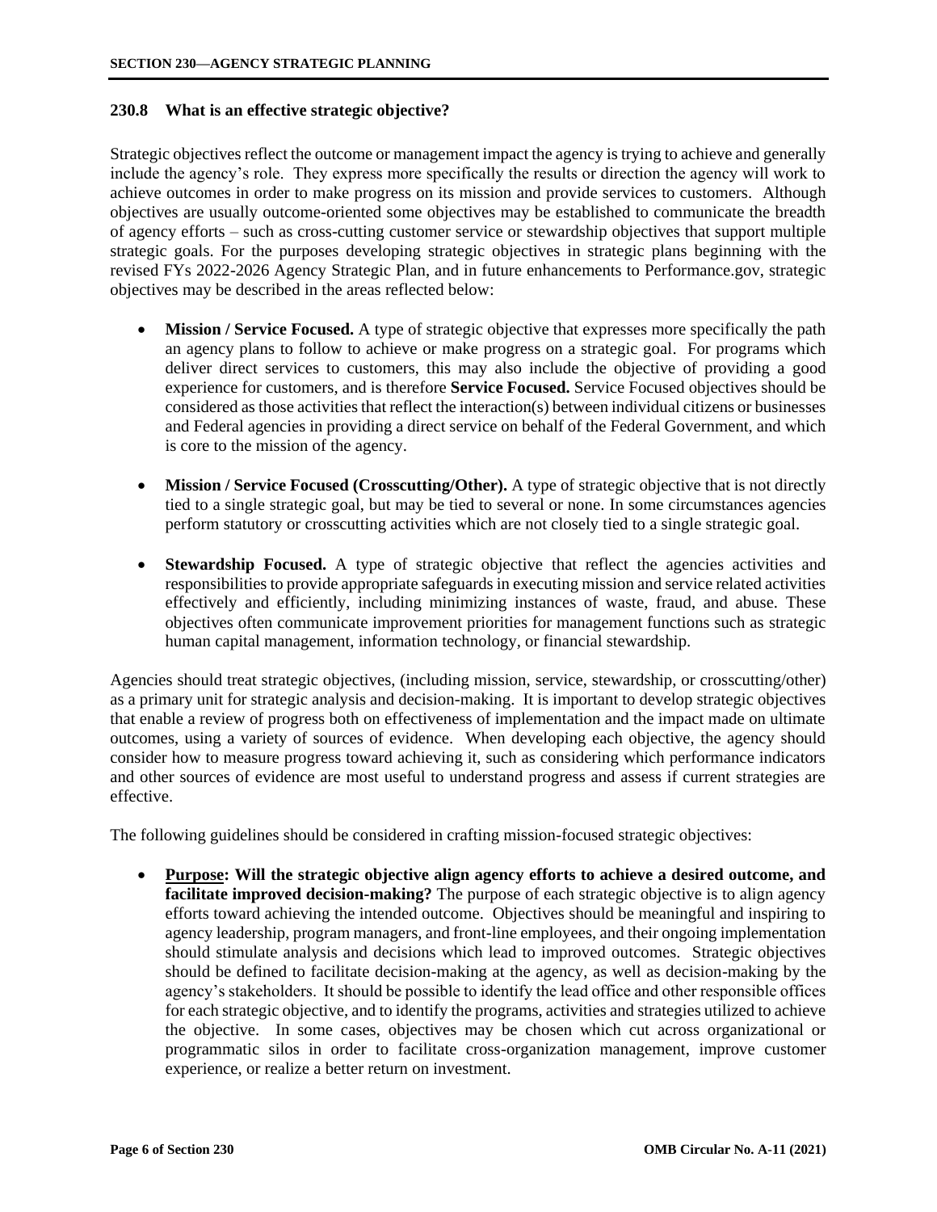### 230.8 What is an effective strategic objective?

Strategic objectives reflect the outcome or management impact the agency is trying to achieve and generally include the agency's role. They express more specifically the results or direction the agency will work to achieve outcomes in order to make progress on its mission and provide services to customers. Although objectives are usually outcome-oriented some objectives may be established to communicate the breadth of agency efforts – such as cross-cutting customer service or stewardship objectives that support multiple strategic goals. For the purposes developing strategic objectives in strategic plans beginning with the revised FYs 2022-2026 Agency Strategic Plan, and in future enhancements to Performance.gov, strategic objectives may be described in the areas reflected below:

- **Mission / Service Focused.** A type of strategic objective that expresses more specifically the path an agency plans to follow to achieve or make progress on a strategic goal. For programs which deliver direct services to customers, this may also include the objective of providing a good experience for customers, and is therefore **Service Focused.** Service Focused objectives should be considered as those activities that reflect the interaction(s) between individual citizens or businesses and Federal agencies in providing a direct service on behalf of the Federal Government, and which is core to the mission of the agency.

- **Mission / Service Focused (Crosscutting/Other).** A type of strategic objective that is not directly tied to a single strategic goal, but may be tied to several or none. In some circumstances agencies perform statutory or crosscutting activities which are not closely tied to a single strategic goal.

- **Stewardship Focused.** A type of strategic objective that reflect the agencies activities and responsibilities to provide appropriate safeguards in executing mission and service related activities effectively and efficiently, including minimizing instances of waste, fraud, and abuse. These objectives often communicate improvement priorities for management functions such as strategic human capital management, information technology, or financial stewardship.

Agencies should treat strategic objectives, (including mission, service, stewardship, or crosscutting/other) as a primary unit for strategic analysis and decision-making. It is important to develop strategic objectives that enable a review of progress both on effectiveness of implementation and the impact made on ultimate outcomes, using a variety of sources of evidence. When developing each objective, the agency should consider how to measure progress toward achieving it, such as considering which performance indicators and other sources of evidence are most useful to understand progress and assess if current strategies are effective.

The following guidelines should be considered in crafting mission-focused strategic objectives:

- **<u>Purpose</u>: Will the strategic objective align agency efforts to achieve a desired outcome, and facilitate improved decision-making?** The purpose of each strategic objective is to align agency efforts toward achieving the intended outcome. Objectives should be meaningful and inspiring to agency leadership, program managers, and front-line employees, and their ongoing implementation should stimulate analysis and decisions which lead to improved outcomes. Strategic objectives should be defined to facilitate decision-making at the agency, as well as decision-making by the agency's stakeholders. It should be possible to identify the lead office and other responsible offices for each strategic objective, and to identify the programs, activities and strategies utilized to achieve the objective. In some cases, objectives may be chosen which cut across organizational or programmatic silos in order to facilitate cross-organization management, improve customer experience, or realize a better return on investment.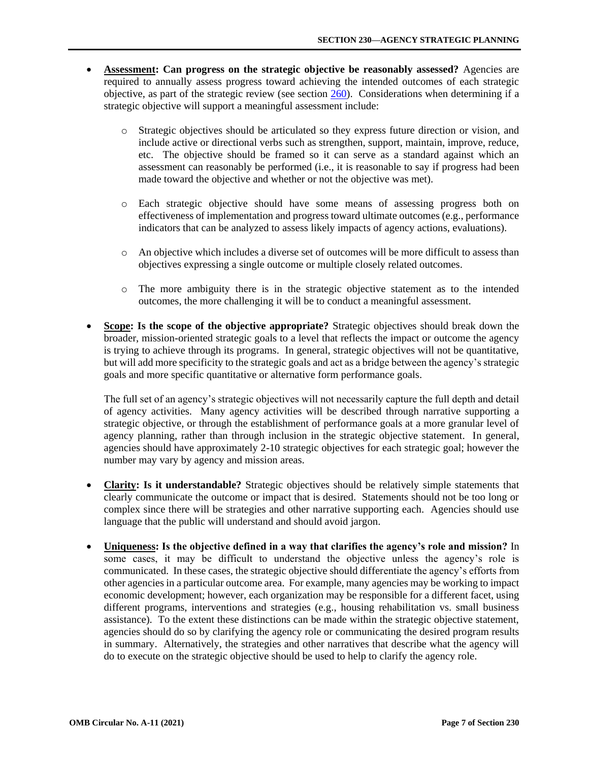- **<u>Assessment</u>: Can progress on the strategic objective be reasonably assessed?** Agencies are required to annually assess progress toward achieving the intended outcomes of each strategic objective, as part of the strategic review (see section [260](#)). Considerations when determining if a strategic objective will support a meaningful assessment include:

    - Strategic objectives should be articulated so they express future direction or vision, and include active or directional verbs such as strengthen, support, maintain, improve, reduce, etc. The objective should be framed so it can serve as a standard against which an assessment can reasonably be performed (i.e., it is reasonable to say if progress had been made toward the objective and whether or not the objective was met).

    - Each strategic objective should have some means of assessing progress both on effectiveness of implementation and progress toward ultimate outcomes (e.g., performance indicators that can be analyzed to assess likely impacts of agency actions, evaluations).

    - An objective which includes a diverse set of outcomes will be more difficult to assess than objectives expressing a single outcome or multiple closely related outcomes.

    - The more ambiguity there is in the strategic objective statement as to the intended outcomes, the more challenging it will be to conduct a meaningful assessment.

- **<u>Scope</u>: Is the scope of the objective appropriate?** Strategic objectives should break down the broader, mission-oriented strategic goals to a level that reflects the impact or outcome the agency is trying to achieve through its programs. In general, strategic objectives will not be quantitative, but will add more specificity to the strategic goals and act as a bridge between the agency's strategic goals and more specific quantitative or alternative form performance goals.

    The full set of an agency's strategic objectives will not necessarily capture the full depth and detail of agency activities. Many agency activities will be described through narrative supporting a strategic objective, or through the establishment of performance goals at a more granular level of agency planning, rather than through inclusion in the strategic objective statement. In general, agencies should have approximately 2-10 strategic objectives for each strategic goal; however the number may vary by agency and mission areas.

- **<u>Clarity</u>: Is it understandable?** Strategic objectives should be relatively simple statements that clearly communicate the outcome or impact that is desired. Statements should not be too long or complex since there will be strategies and other narrative supporting each. Agencies should use language that the public will understand and should avoid jargon.

- **<u>Uniqueness</u>: Is the objective defined in a way that clarifies the agency's role and mission?** In some cases, it may be difficult to understand the objective unless the agency's role is communicated. In these cases, the strategic objective should differentiate the agency's efforts from other agencies in a particular outcome area. For example, many agencies may be working to impact economic development; however, each organization may be responsible for a different facet, using different programs, interventions and strategies (e.g., housing rehabilitation vs. small business assistance). To the extent these distinctions can be made within the strategic objective statement, agencies should do so by clarifying the agency role or communicating the desired program results in summary. Alternatively, the strategies and other narratives that describe what the agency will do to execute on the strategic objective should be used to help to clarify the agency role.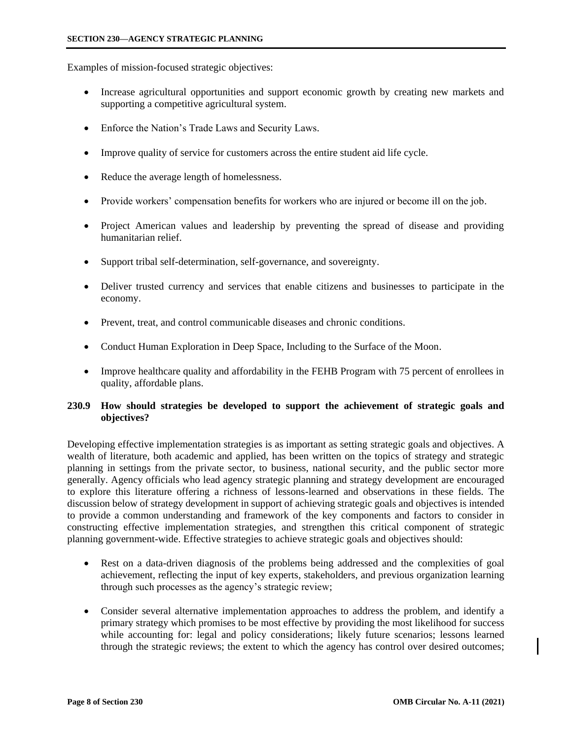Examples of mission-focused strategic objectives:

- Increase agricultural opportunities and support economic growth by creating new markets and supporting a competitive agricultural system.
- Enforce the Nation's Trade Laws and Security Laws.
- Improve quality of service for customers across the entire student aid life cycle.
- Reduce the average length of homelessness.
- Provide workers' compensation benefits for workers who are injured or become ill on the job.
- Project American values and leadership by preventing the spread of disease and providing humanitarian relief.
- Support tribal self-determination, self-governance, and sovereignty.
- Deliver trusted currency and services that enable citizens and businesses to participate in the economy.
- Prevent, treat, and control communicable diseases and chronic conditions.
- Conduct Human Exploration in Deep Space, Including to the Surface of the Moon.
- Improve healthcare quality and affordability in the FEHB Program with 75 percent of enrollees in quality, affordable plans.

## 230.9 How should strategies be developed to support the achievement of strategic goals and objectives?

Developing effective implementation strategies is as important as setting strategic goals and objectives. A wealth of literature, both academic and applied, has been written on the topics of strategy and strategic planning in settings from the private sector, to business, national security, and the public sector more generally. Agency officials who lead agency strategic planning and strategy development are encouraged to explore this literature offering a richness of lessons-learned and observations in these fields. The discussion below of strategy development in support of achieving strategic goals and objectives is intended to provide a common understanding and framework of the key components and factors to consider in constructing effective implementation strategies, and strengthen this critical component of strategic planning government-wide. Effective strategies to achieve strategic goals and objectives should:

- Rest on a data-driven diagnosis of the problems being addressed and the complexities of goal achievement, reflecting the input of key experts, stakeholders, and previous organization learning through such processes as the agency's strategic review;
- Consider several alternative implementation approaches to address the problem, and identify a primary strategy which promises to be most effective by providing the most likelihood for success while accounting for: legal and policy considerations; likely future scenarios; lessons learned through the strategic reviews; the extent to which the agency has control over desired outcomes;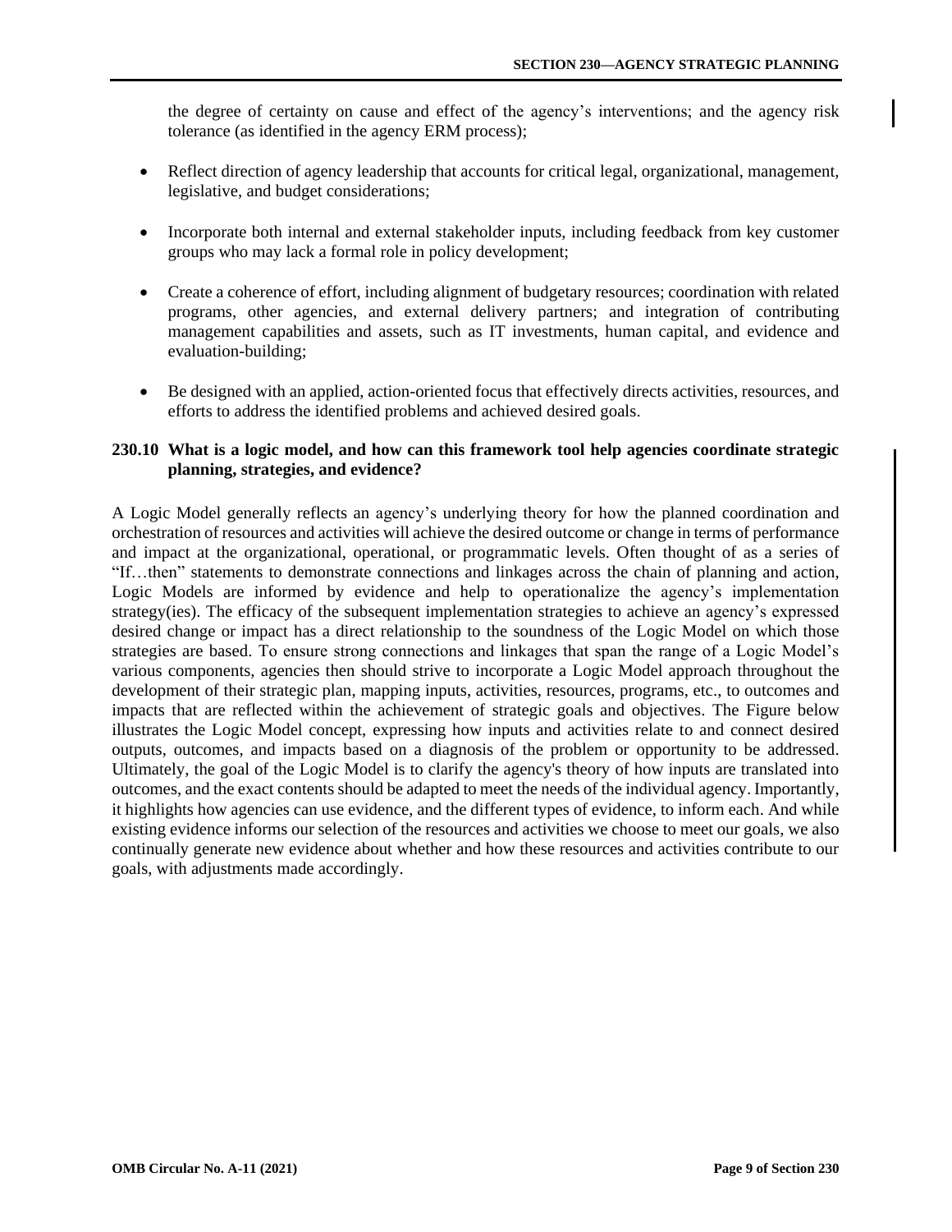the degree of certainty on cause and effect of the agency's interventions; and the agency risk tolerance (as identified in the agency ERM process);

- Reflect direction of agency leadership that accounts for critical legal, organizational, management, legislative, and budget considerations;
- Incorporate both internal and external stakeholder inputs, including feedback from key customer groups who may lack a formal role in policy development;
- Create a coherence of effort, including alignment of budgetary resources; coordination with related programs, other agencies, and external delivery partners; and integration of contributing management capabilities and assets, such as IT investments, human capital, and evidence and evaluation-building;
- Be designed with an applied, action-oriented focus that effectively directs activities, resources, and efforts to address the identified problems and achieved desired goals.

### 230.10 What is a logic model, and how can this framework tool help agencies coordinate strategic planning, strategies, and evidence?

A Logic Model generally reflects an agency's underlying theory for how the planned coordination and orchestration of resources and activities will achieve the desired outcome or change in terms of performance and impact at the organizational, operational, or programmatic levels. Often thought of as a series of "If…then" statements to demonstrate connections and linkages across the chain of planning and action, Logic Models are informed by evidence and help to operationalize the agency's implementation strategy(ies). The efficacy of the subsequent implementation strategies to achieve an agency's expressed desired change or impact has a direct relationship to the soundness of the Logic Model on which those strategies are based. To ensure strong connections and linkages that span the range of a Logic Model's various components, agencies then should strive to incorporate a Logic Model approach throughout the development of their strategic plan, mapping inputs, activities, resources, programs, etc., to outcomes and impacts that are reflected within the achievement of strategic goals and objectives. The Figure below illustrates the Logic Model concept, expressing how inputs and activities relate to and connect desired outputs, outcomes, and impacts based on a diagnosis of the problem or opportunity to be addressed. Ultimately, the goal of the Logic Model is to clarify the agency's theory of how inputs are translated into outcomes, and the exact contents should be adapted to meet the needs of the individual agency. Importantly, it highlights how agencies can use evidence, and the different types of evidence, to inform each. And while existing evidence informs our selection of the resources and activities we choose to meet our goals, we also continually generate new evidence about whether and how these resources and activities contribute to our goals, with adjustments made accordingly.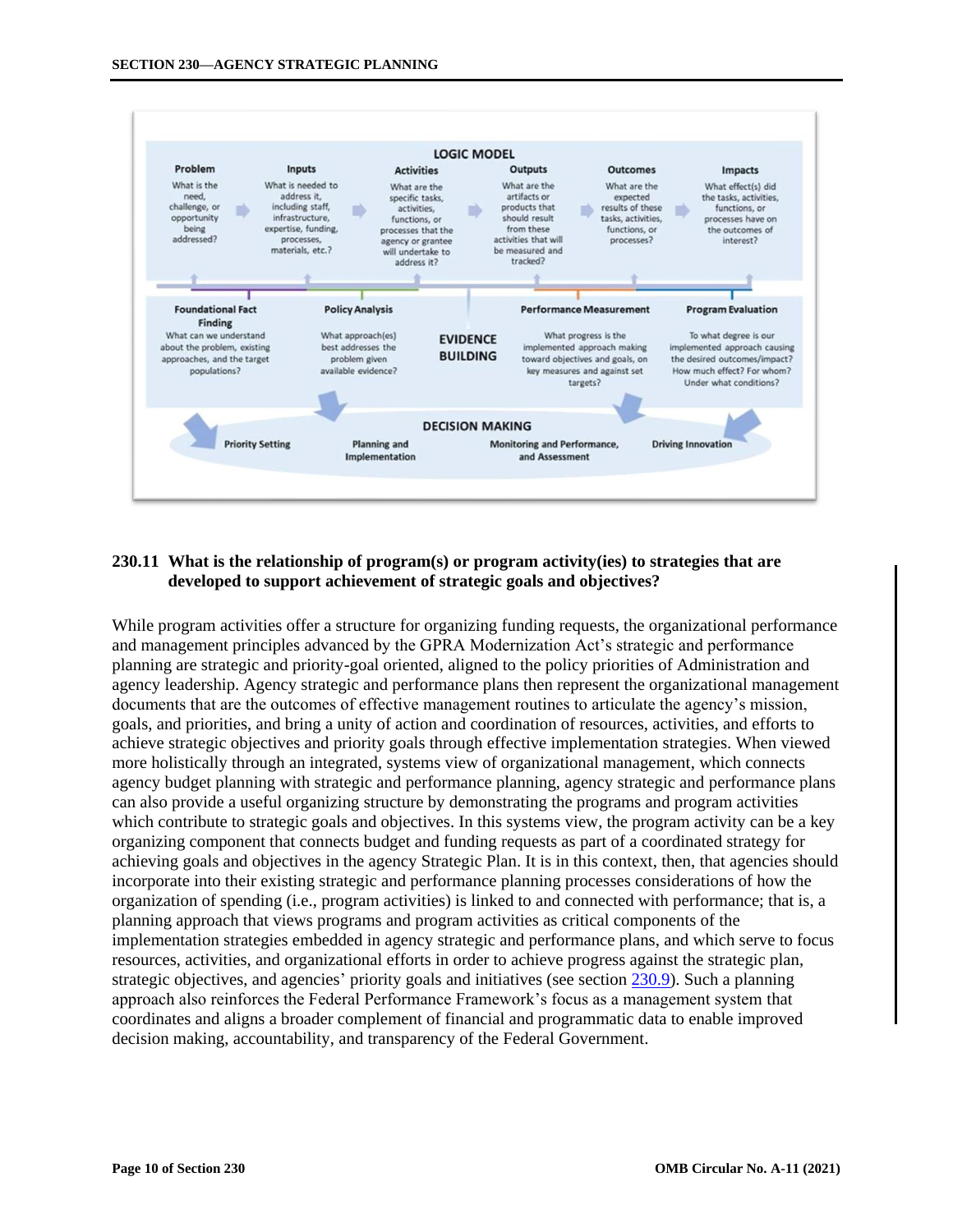**LOGIC MODEL**

| Problem | Inputs | Activities | Outputs | Outcomes | Impacts |
|---|---|---|---|---|---|
| What is the need, challenge, or opportunity being addressed? | What is needed to address it, including staff, infrastructure, expertise, funding, processes, materials, etc.? | What are the specific tasks, activities, functions, or processes that the agency or grantee will undertake to address it? | What are the artifacts or products that should result from these activities that will be measured and tracked? | What are the expected results of these tasks, activities, functions, or processes? | What effect(s) did the tasks, activities, functions, or processes have on the outcomes of interest? |

**EVIDENCE BUILDING**

| Foundational Fact Finding | Policy Analysis | Performance Measurement | Program Evaluation |
|---|---|---|---|
| What can we understand about the problem, existing approaches, and the target populations? | What approach(es) best addresses the problem given available evidence? | What progress is the implemented approach making toward objectives and goals, on key measures and against set targets? | To what degree is our implemented approach causing the desired outcomes/impact? How much effect? For whom? Under what conditions? |

**DECISION MAKING**

Priority Setting | Planning and Implementation | Monitoring and Performance, and Assessment | Driving Innovation

## 230.11 What is the relationship of program(s) or program activity(ies) to strategies that are developed to support achievement of strategic goals and objectives?

While program activities offer a structure for organizing funding requests, the organizational performance and management principles advanced by the GPRA Modernization Act's strategic and performance planning are strategic and priority-goal oriented, aligned to the policy priorities of Administration and agency leadership. Agency strategic and performance plans then represent the organizational management documents that are the outcomes of effective management routines to articulate the agency's mission, goals, and priorities, and bring a unity of action and coordination of resources, activities, and efforts to achieve strategic objectives and priority goals through effective implementation strategies. When viewed more holistically through an integrated, systems view of organizational management, which connects agency budget planning with strategic and performance planning, agency strategic and performance plans can also provide a useful organizing structure by demonstrating the programs and program activities which contribute to strategic goals and objectives. In this systems view, the program activity can be a key organizing component that connects budget and funding requests as part of a coordinated strategy for achieving goals and objectives in the agency Strategic Plan. It is in this context, then, that agencies should incorporate into their existing strategic and performance planning processes considerations of how the organization of spending (i.e., program activities) is linked to and connected with performance; that is, a planning approach that views programs and program activities as critical components of the implementation strategies embedded in agency strategic and performance plans, and which serve to focus resources, activities, and organizational efforts in order to achieve progress against the strategic plan, strategic objectives, and agencies' priority goals and initiatives (see section 230.9). Such a planning approach also reinforces the Federal Performance Framework's focus as a management system that coordinates and aligns a broader complement of financial and programmatic data to enable improved decision making, accountability, and transparency of the Federal Government.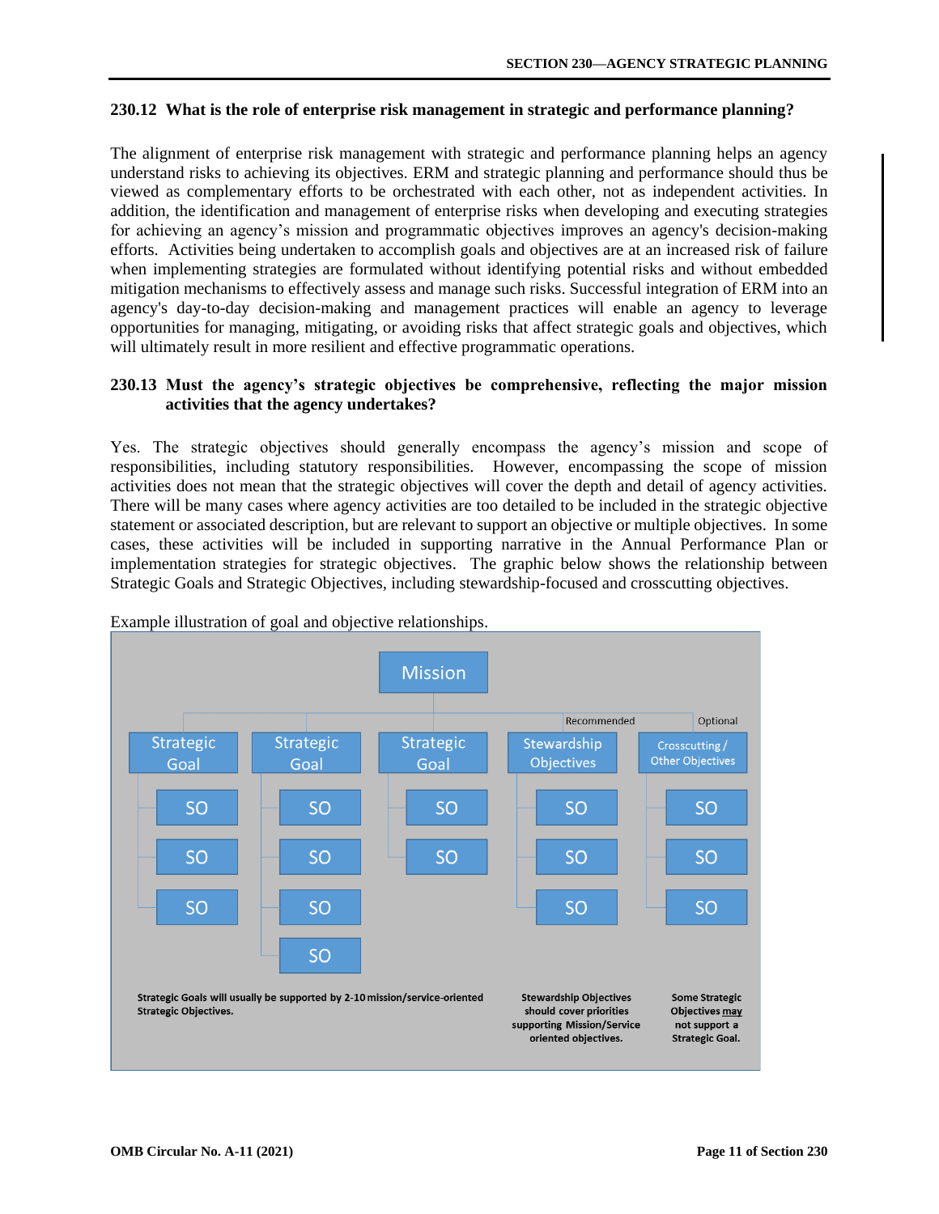### 230.12 What is the role of enterprise risk management in strategic and performance planning?

The alignment of enterprise risk management with strategic and performance planning helps an agency understand risks to achieving its objectives. ERM and strategic planning and performance should thus be viewed as complementary efforts to be orchestrated with each other, not as independent activities. In addition, the identification and management of enterprise risks when developing and executing strategies for achieving an agency's mission and programmatic objectives improves an agency's decision-making efforts. Activities being undertaken to accomplish goals and objectives are at an increased risk of failure when implementing strategies are formulated without identifying potential risks and without embedded mitigation mechanisms to effectively assess and manage such risks. Successful integration of ERM into an agency's day-to-day decision-making and management practices will enable an agency to leverage opportunities for managing, mitigating, or avoiding risks that affect strategic goals and objectives, which will ultimately result in more resilient and effective programmatic operations.

### 230.13 Must the agency's strategic objectives be comprehensive, reflecting the major mission activities that the agency undertakes?

Yes. The strategic objectives should generally encompass the agency's mission and scope of responsibilities, including statutory responsibilities. However, encompassing the scope of mission activities does not mean that the strategic objectives will cover the depth and detail of agency activities. There will be many cases where agency activities are too detailed to be included in the strategic objective statement or associated description, but are relevant to support an objective or multiple objectives. In some cases, these activities will be included in supporting narrative in the Annual Performance Plan or implementation strategies for strategic objectives. The graphic below shows the relationship between Strategic Goals and Strategic Objectives, including stewardship-focused and crosscutting objectives.

Example illustration of goal and objective relationships.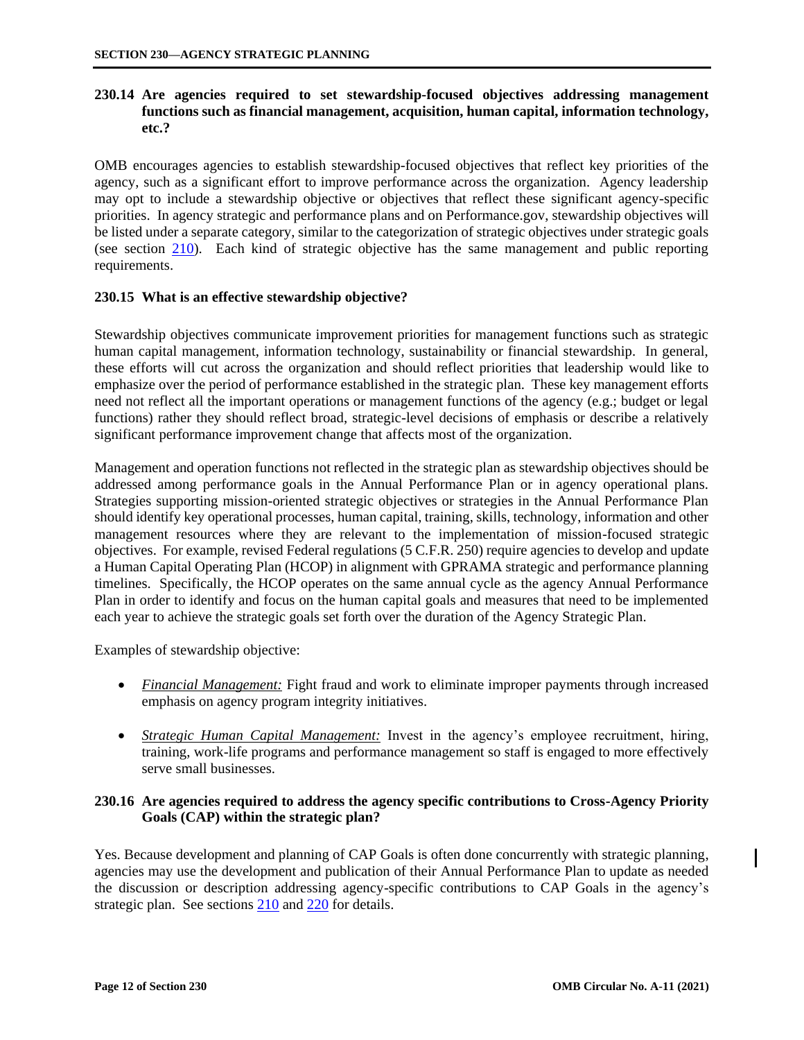### 230.14 Are agencies required to set stewardship-focused objectives addressing management functions such as financial management, acquisition, human capital, information technology, etc.?

OMB encourages agencies to establish stewardship-focused objectives that reflect key priorities of the agency, such as a significant effort to improve performance across the organization. Agency leadership may opt to include a stewardship objective or objectives that reflect these significant agency-specific priorities. In agency strategic and performance plans and on Performance.gov, stewardship objectives will be listed under a separate category, similar to the categorization of strategic objectives under strategic goals (see section 210). Each kind of strategic objective has the same management and public reporting requirements.

### 230.15 What is an effective stewardship objective?

Stewardship objectives communicate improvement priorities for management functions such as strategic human capital management, information technology, sustainability or financial stewardship. In general, these efforts will cut across the organization and should reflect priorities that leadership would like to emphasize over the period of performance established in the strategic plan. These key management efforts need not reflect all the important operations or management functions of the agency (e.g.; budget or legal functions) rather they should reflect broad, strategic-level decisions of emphasis or describe a relatively significant performance improvement change that affects most of the organization.

Management and operation functions not reflected in the strategic plan as stewardship objectives should be addressed among performance goals in the Annual Performance Plan or in agency operational plans. Strategies supporting mission-oriented strategic objectives or strategies in the Annual Performance Plan should identify key operational processes, human capital, training, skills, technology, information and other management resources where they are relevant to the implementation of mission-focused strategic objectives. For example, revised Federal regulations (5 C.F.R. 250) require agencies to develop and update a Human Capital Operating Plan (HCOP) in alignment with GPRAMA strategic and performance planning timelines. Specifically, the HCOP operates on the same annual cycle as the agency Annual Performance Plan in order to identify and focus on the human capital goals and measures that need to be implemented each year to achieve the strategic goals set forth over the duration of the Agency Strategic Plan.

Examples of stewardship objective:

- *Financial Management:* Fight fraud and work to eliminate improper payments through increased emphasis on agency program integrity initiatives.
- *Strategic Human Capital Management:* Invest in the agency's employee recruitment, hiring, training, work-life programs and performance management so staff is engaged to more effectively serve small businesses.

### 230.16 Are agencies required to address the agency specific contributions to Cross-Agency Priority Goals (CAP) within the strategic plan?

Yes. Because development and planning of CAP Goals is often done concurrently with strategic planning, agencies may use the development and publication of their Annual Performance Plan to update as needed the discussion or description addressing agency-specific contributions to CAP Goals in the agency's strategic plan. See sections 210 and 220 for details.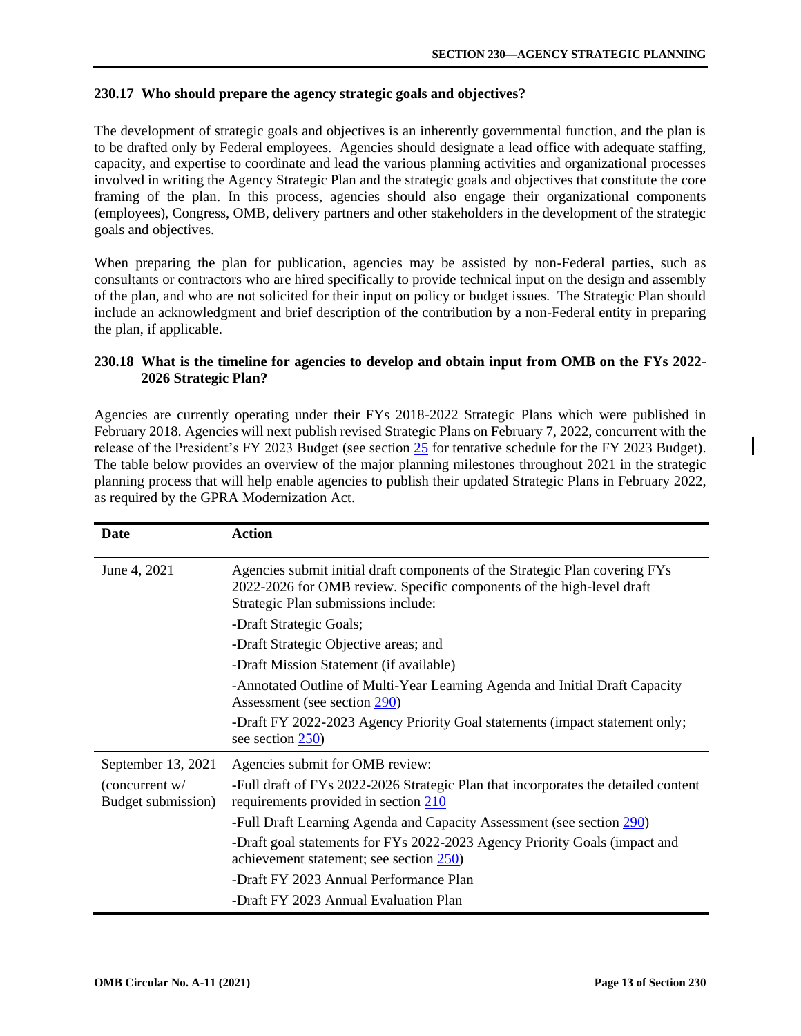### 230.17 Who should prepare the agency strategic goals and objectives?

The development of strategic goals and objectives is an inherently governmental function, and the plan is to be drafted only by Federal employees. Agencies should designate a lead office with adequate staffing, capacity, and expertise to coordinate and lead the various planning activities and organizational processes involved in writing the Agency Strategic Plan and the strategic goals and objectives that constitute the core framing of the plan. In this process, agencies should also engage their organizational components (employees), Congress, OMB, delivery partners and other stakeholders in the development of the strategic goals and objectives.

When preparing the plan for publication, agencies may be assisted by non-Federal parties, such as consultants or contractors who are hired specifically to provide technical input on the design and assembly of the plan, and who are not solicited for their input on policy or budget issues. The Strategic Plan should include an acknowledgment and brief description of the contribution by a non-Federal entity in preparing the plan, if applicable.

### 230.18 What is the timeline for agencies to develop and obtain input from OMB on the FYs 2022-2026 Strategic Plan?

Agencies are currently operating under their FYs 2018-2022 Strategic Plans which were published in February 2018. Agencies will next publish revised Strategic Plans on February 7, 2022, concurrent with the release of the President's FY 2023 Budget (see section 25 for tentative schedule for the FY 2023 Budget). The table below provides an overview of the major planning milestones throughout 2021 in the strategic planning process that will help enable agencies to publish their updated Strategic Plans in February 2022, as required by the GPRA Modernization Act.

| Date | Action |
| --- | --- |
| June 4, 2021 | Agencies submit initial draft components of the Strategic Plan covering FYs 2022-2026 for OMB review. Specific components of the high-level draft Strategic Plan submissions include:<br>-Draft Strategic Goals;<br>-Draft Strategic Objective areas; and<br>-Draft Mission Statement (if available)<br>-Annotated Outline of Multi-Year Learning Agenda and Initial Draft Capacity Assessment (see section 290)<br>-Draft FY 2022-2023 Agency Priority Goal statements (impact statement only; see section 250) |
| September 13, 2021<br>(concurrent w/ Budget submission) | Agencies submit for OMB review:<br>-Full draft of FYs 2022-2026 Strategic Plan that incorporates the detailed content requirements provided in section 210<br>-Full Draft Learning Agenda and Capacity Assessment (see section 290)<br>-Draft goal statements for FYs 2022-2023 Agency Priority Goals (impact and achievement statement; see section 250)<br>-Draft FY 2023 Annual Performance Plan<br>-Draft FY 2023 Annual Evaluation Plan |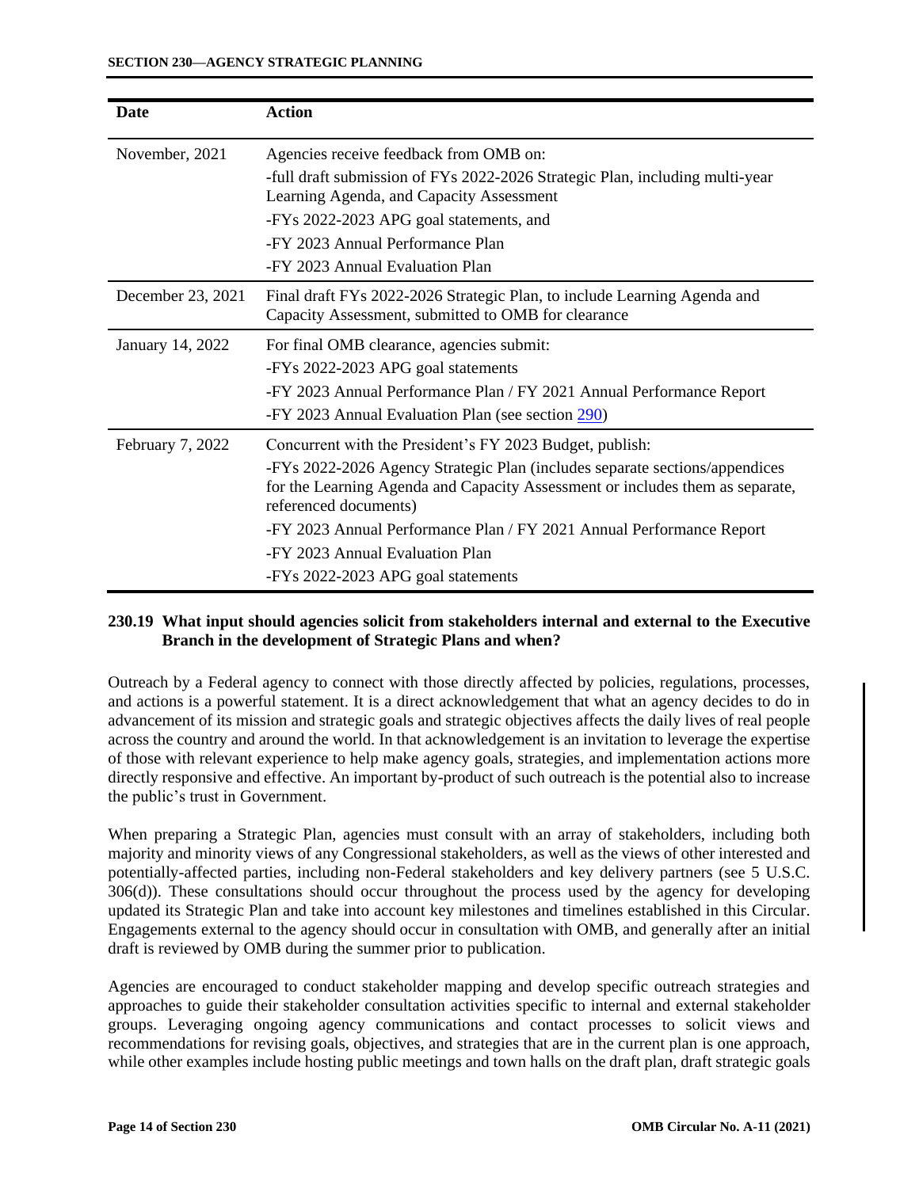| Date | Action |
|---|---|
| November, 2021 | Agencies receive feedback from OMB on:<br>-full draft submission of FYs 2022-2026 Strategic Plan, including multi-year Learning Agenda, and Capacity Assessment<br>-FYs 2022-2023 APG goal statements, and<br>-FY 2023 Annual Performance Plan<br>-FY 2023 Annual Evaluation Plan |
| December 23, 2021 | Final draft FYs 2022-2026 Strategic Plan, to include Learning Agenda and Capacity Assessment, submitted to OMB for clearance |
| January 14, 2022 | For final OMB clearance, agencies submit:<br>-FYs 2022-2023 APG goal statements<br>-FY 2023 Annual Performance Plan / FY 2021 Annual Performance Report<br>-FY 2023 Annual Evaluation Plan (see section 290) |
| February 7, 2022 | Concurrent with the President's FY 2023 Budget, publish:<br>-FYs 2022-2026 Agency Strategic Plan (includes separate sections/appendices for the Learning Agenda and Capacity Assessment or includes them as separate, referenced documents)<br>-FY 2023 Annual Performance Plan / FY 2021 Annual Performance Report<br>-FY 2023 Annual Evaluation Plan<br>-FYs 2022-2023 APG goal statements |

### 230.19 What input should agencies solicit from stakeholders internal and external to the Executive Branch in the development of Strategic Plans and when?

Outreach by a Federal agency to connect with those directly affected by policies, regulations, processes, and actions is a powerful statement. It is a direct acknowledgement that what an agency decides to do in advancement of its mission and strategic goals and strategic objectives affects the daily lives of real people across the country and around the world. In that acknowledgement is an invitation to leverage the expertise of those with relevant experience to help make agency goals, strategies, and implementation actions more directly responsive and effective. An important by-product of such outreach is the potential also to increase the public's trust in Government.

When preparing a Strategic Plan, agencies must consult with an array of stakeholders, including both majority and minority views of any Congressional stakeholders, as well as the views of other interested and potentially-affected parties, including non-Federal stakeholders and key delivery partners (see 5 U.S.C. 306(d)). These consultations should occur throughout the process used by the agency for developing updated its Strategic Plan and take into account key milestones and timelines established in this Circular. Engagements external to the agency should occur in consultation with OMB, and generally after an initial draft is reviewed by OMB during the summer prior to publication.

Agencies are encouraged to conduct stakeholder mapping and develop specific outreach strategies and approaches to guide their stakeholder consultation activities specific to internal and external stakeholder groups. Leveraging ongoing agency communications and contact processes to solicit views and recommendations for revising goals, objectives, and strategies that are in the current plan is one approach, while other examples include hosting public meetings and town halls on the draft plan, draft strategic goals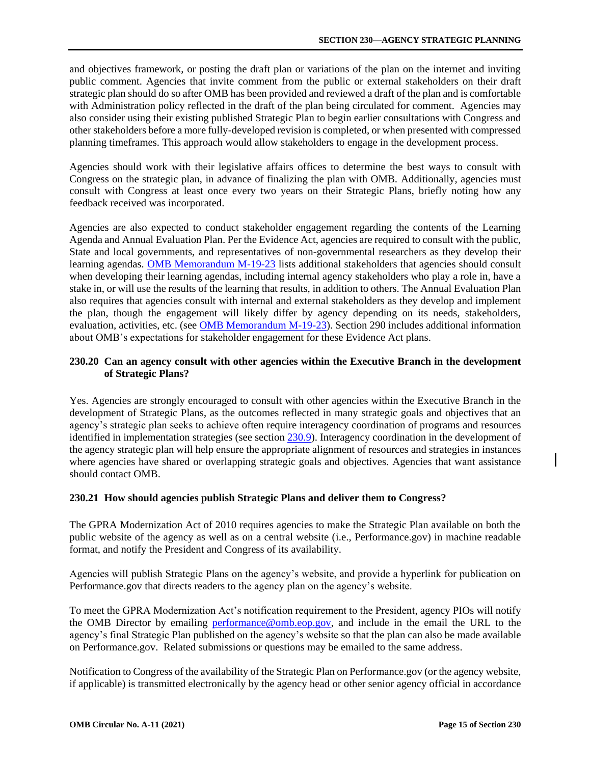and objectives framework, or posting the draft plan or variations of the plan on the internet and inviting public comment. Agencies that invite comment from the public or external stakeholders on their draft strategic plan should do so after OMB has been provided and reviewed a draft of the plan and is comfortable with Administration policy reflected in the draft of the plan being circulated for comment. Agencies may also consider using their existing published Strategic Plan to begin earlier consultations with Congress and other stakeholders before a more fully-developed revision is completed, or when presented with compressed planning timeframes. This approach would allow stakeholders to engage in the development process.

Agencies should work with their legislative affairs offices to determine the best ways to consult with Congress on the strategic plan, in advance of finalizing the plan with OMB. Additionally, agencies must consult with Congress at least once every two years on their Strategic Plans, briefly noting how any feedback received was incorporated.

Agencies are also expected to conduct stakeholder engagement regarding the contents of the Learning Agenda and Annual Evaluation Plan. Per the Evidence Act, agencies are required to consult with the public, State and local governments, and representatives of non-governmental researchers as they develop their learning agendas. [OMB Memorandum M-19-23] lists additional stakeholders that agencies should consult when developing their learning agendas, including internal agency stakeholders who play a role in, have a stake in, or will use the results of the learning that results, in addition to others. The Annual Evaluation Plan also requires that agencies consult with internal and external stakeholders as they develop and implement the plan, though the engagement will likely differ by agency depending on its needs, stakeholders, evaluation, activities, etc. (see [OMB Memorandum M-19-23]). Section 290 includes additional information about OMB's expectations for stakeholder engagement for these Evidence Act plans.

### 230.20 Can an agency consult with other agencies within the Executive Branch in the development of Strategic Plans?

Yes. Agencies are strongly encouraged to consult with other agencies within the Executive Branch in the development of Strategic Plans, as the outcomes reflected in many strategic goals and objectives that an agency's strategic plan seeks to achieve often require interagency coordination of programs and resources identified in implementation strategies (see section 230.9). Interagency coordination in the development of the agency strategic plan will help ensure the appropriate alignment of resources and strategies in instances where agencies have shared or overlapping strategic goals and objectives. Agencies that want assistance should contact OMB.

### 230.21 How should agencies publish Strategic Plans and deliver them to Congress?

The GPRA Modernization Act of 2010 requires agencies to make the Strategic Plan available on both the public website of the agency as well as on a central website (i.e., Performance.gov) in machine readable format, and notify the President and Congress of its availability.

Agencies will publish Strategic Plans on the agency's website, and provide a hyperlink for publication on Performance.gov that directs readers to the agency plan on the agency's website.

To meet the GPRA Modernization Act's notification requirement to the President, agency PIOs will notify the OMB Director by emailing performance@omb.eop.gov, and include in the email the URL to the agency's final Strategic Plan published on the agency's website so that the plan can also be made available on Performance.gov. Related submissions or questions may be emailed to the same address.

Notification to Congress of the availability of the Strategic Plan on Performance.gov (or the agency website, if applicable) is transmitted electronically by the agency head or other senior agency official in accordance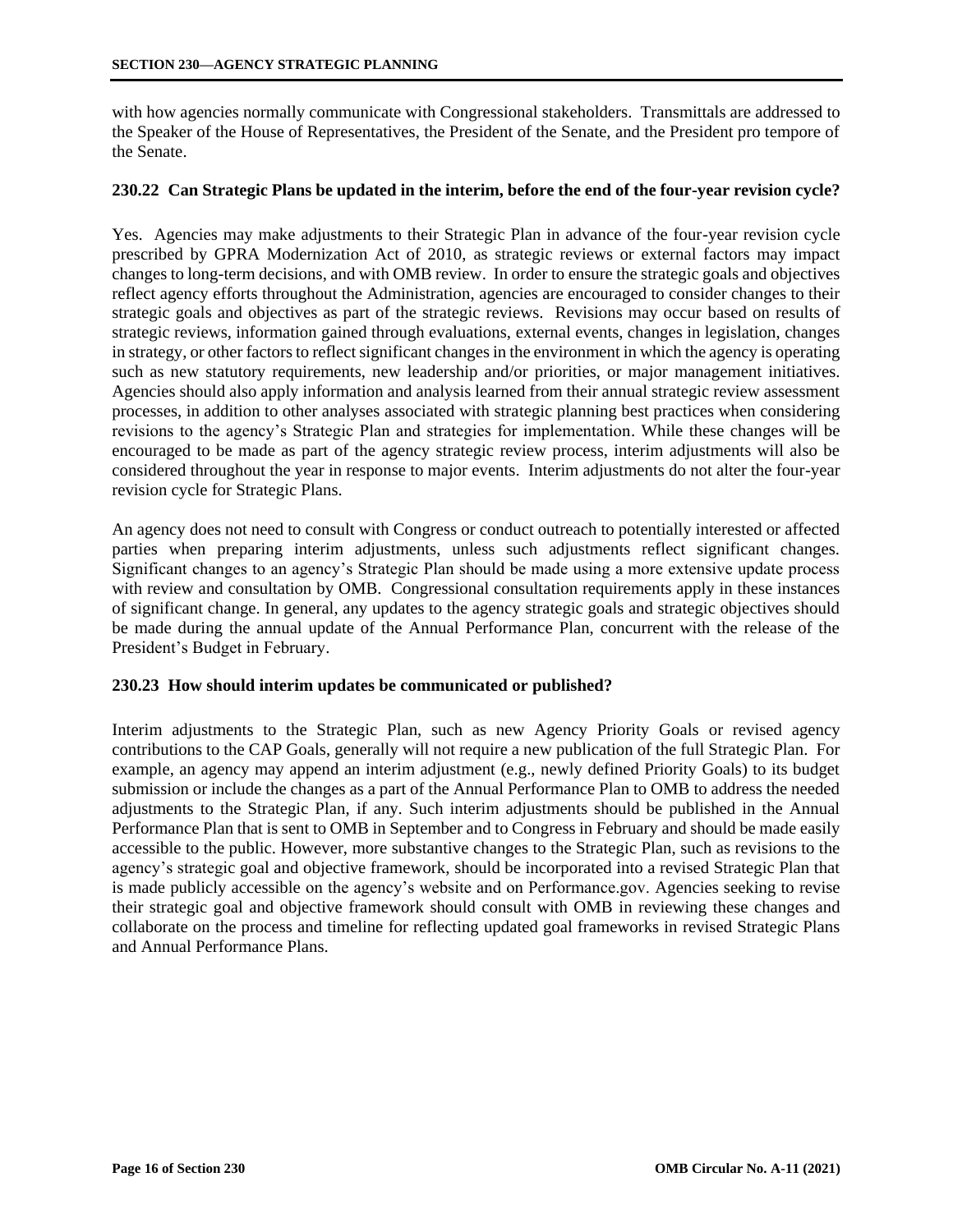with how agencies normally communicate with Congressional stakeholders. Transmittals are addressed to the Speaker of the House of Representatives, the President of the Senate, and the President pro tempore of the Senate.

### 230.22 Can Strategic Plans be updated in the interim, before the end of the four-year revision cycle?

Yes. Agencies may make adjustments to their Strategic Plan in advance of the four-year revision cycle prescribed by GPRA Modernization Act of 2010, as strategic reviews or external factors may impact changes to long-term decisions, and with OMB review. In order to ensure the strategic goals and objectives reflect agency efforts throughout the Administration, agencies are encouraged to consider changes to their strategic goals and objectives as part of the strategic reviews. Revisions may occur based on results of strategic reviews, information gained through evaluations, external events, changes in legislation, changes in strategy, or other factors to reflect significant changes in the environment in which the agency is operating such as new statutory requirements, new leadership and/or priorities, or major management initiatives. Agencies should also apply information and analysis learned from their annual strategic review assessment processes, in addition to other analyses associated with strategic planning best practices when considering revisions to the agency's Strategic Plan and strategies for implementation. While these changes will be encouraged to be made as part of the agency strategic review process, interim adjustments will also be considered throughout the year in response to major events. Interim adjustments do not alter the four-year revision cycle for Strategic Plans.

An agency does not need to consult with Congress or conduct outreach to potentially interested or affected parties when preparing interim adjustments, unless such adjustments reflect significant changes. Significant changes to an agency's Strategic Plan should be made using a more extensive update process with review and consultation by OMB. Congressional consultation requirements apply in these instances of significant change. In general, any updates to the agency strategic goals and strategic objectives should be made during the annual update of the Annual Performance Plan, concurrent with the release of the President's Budget in February.

### 230.23 How should interim updates be communicated or published?

Interim adjustments to the Strategic Plan, such as new Agency Priority Goals or revised agency contributions to the CAP Goals, generally will not require a new publication of the full Strategic Plan. For example, an agency may append an interim adjustment (e.g., newly defined Priority Goals) to its budget submission or include the changes as a part of the Annual Performance Plan to OMB to address the needed adjustments to the Strategic Plan, if any. Such interim adjustments should be published in the Annual Performance Plan that is sent to OMB in September and to Congress in February and should be made easily accessible to the public. However, more substantive changes to the Strategic Plan, such as revisions to the agency's strategic goal and objective framework, should be incorporated into a revised Strategic Plan that is made publicly accessible on the agency's website and on Performance.gov. Agencies seeking to revise their strategic goal and objective framework should consult with OMB in reviewing these changes and collaborate on the process and timeline for reflecting updated goal frameworks in revised Strategic Plans and Annual Performance Plans.